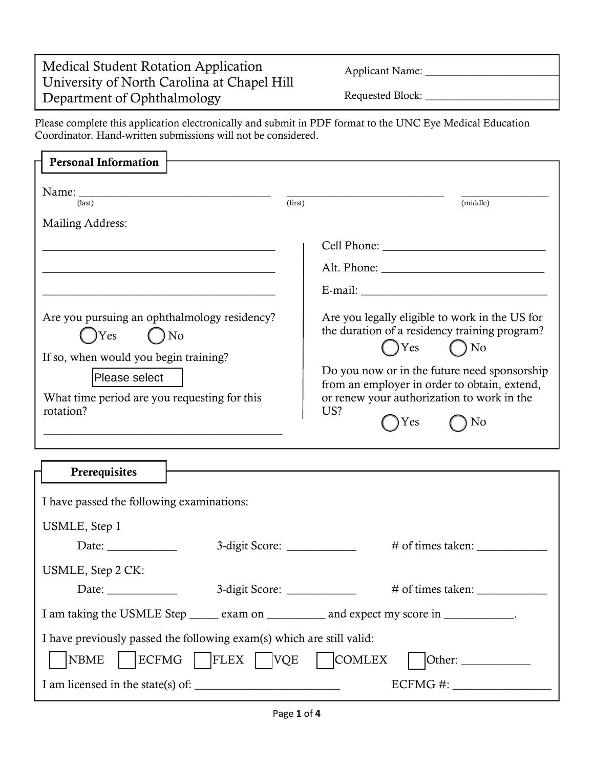Medical Student Rotation Application
University of North Carolina at Chapel Hill
Department of Ophthalmology

Applicant Name: ________________________

Requested Block: ________________________

Please complete this application electronically and submit in PDF format to the UNC Eye Medical Education Coordinator. Hand-written submissions will not be considered.

## Personal Information

Name: ________________________________ ________________________ ______________
(last) (first) (middle)

Mailing Address:

____________________________________

____________________________________

____________________________________

Are you pursuing an ophthalmology residency?

◯ Yes ◯ No

If so, when would you begin training?

Please select

What time period are you requesting for this rotation?

____________________________________

Cell Phone: ___________________________

Alt. Phone: ___________________________

E-mail: _______________________________

Are you legally eligible to work in the US for the duration of a residency training program?

◯ Yes ◯ No

Do you now or in the future need sponsorship from an employer in order to obtain, extend, or renew your authorization to work in the US?

◯ Yes ◯ No

## Prerequisites

I have passed the following examinations:

USMLE, Step 1

Date: ___________ 3-digit Score: ___________ # of times taken: ___________

USMLE, Step 2 CK:

Date: ___________ 3-digit Score: ___________ # of times taken: ___________

I am taking the USMLE Step _____ exam on _________ and expect my score in ___________.

I have previously passed the following exam(s) which are still valid:

☐ NBME ☐ ECFMG ☐ FLEX ☐ VQE ☐ COMLEX ☐ Other: ___________

I am licensed in the state(s) of: ________________________ ECFMG #: ________________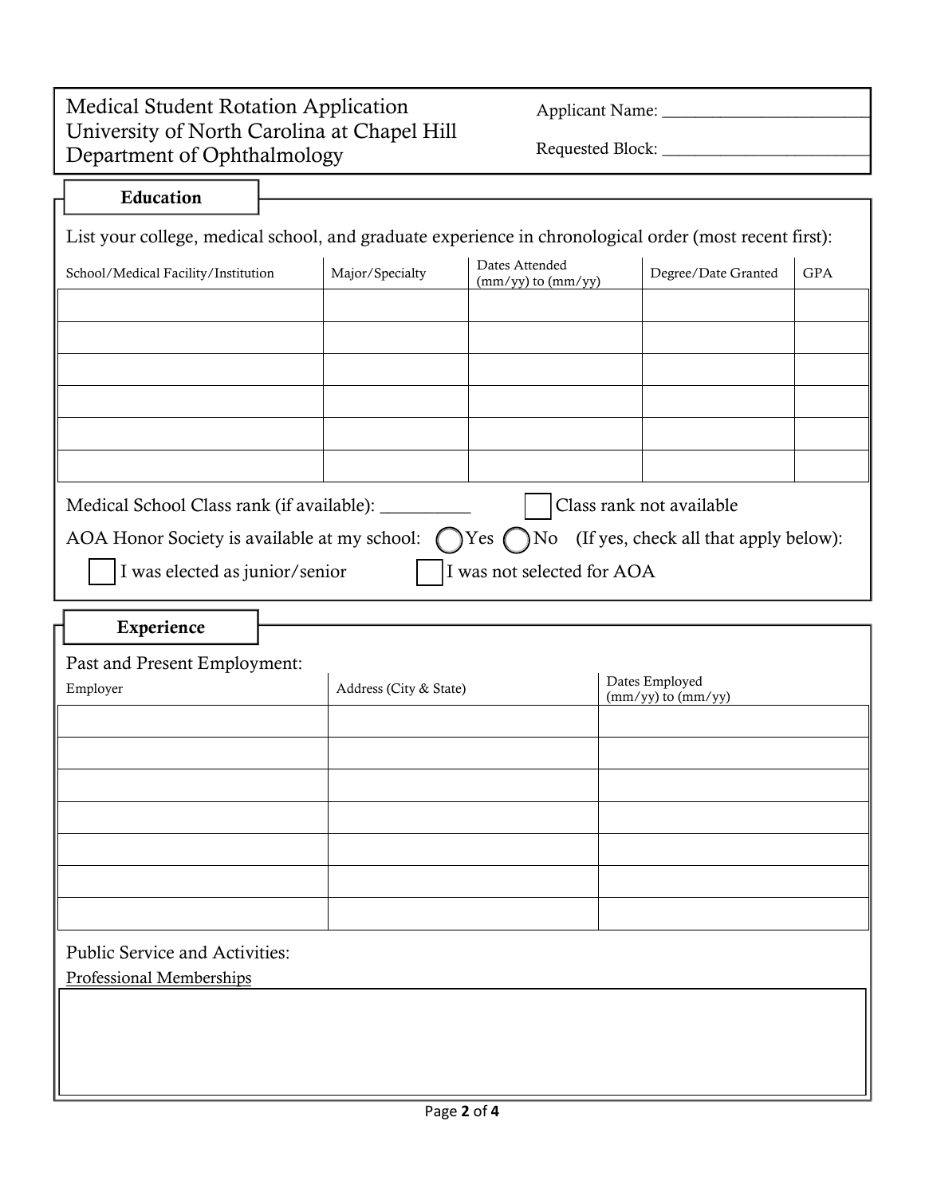Medical Student Rotation Application
University of North Carolina at Chapel Hill
Department of Ophthalmology

Applicant Name: ______________________

Requested Block: ______________________

## Education

List your college, medical school, and graduate experience in chronological order (most recent first):

| School/Medical Facility/Institution | Major/Specialty | Dates Attended (mm/yy) to (mm/yy) | Degree/Date Granted | GPA |
|---|---|---|---|---|
| | | | | |
| | | | | |
| | | | | |
| | | | | |
| | | | | |
| | | | | |

Medical School Class rank (if available): __________ ☐ Class rank not available

AOA Honor Society is available at my school: ◯ Yes ◯ No (If yes, check all that apply below):

☐ I was elected as junior/senior ☐ I was not selected for AOA

## Experience

Past and Present Employment:

| Employer | Address (City & State) | Dates Employed (mm/yy) to (mm/yy) |
|---|---|---|
| | | |
| | | |
| | | |
| | | |
| | | |
| | | |
| | | |

Public Service and Activities:

Professional Memberships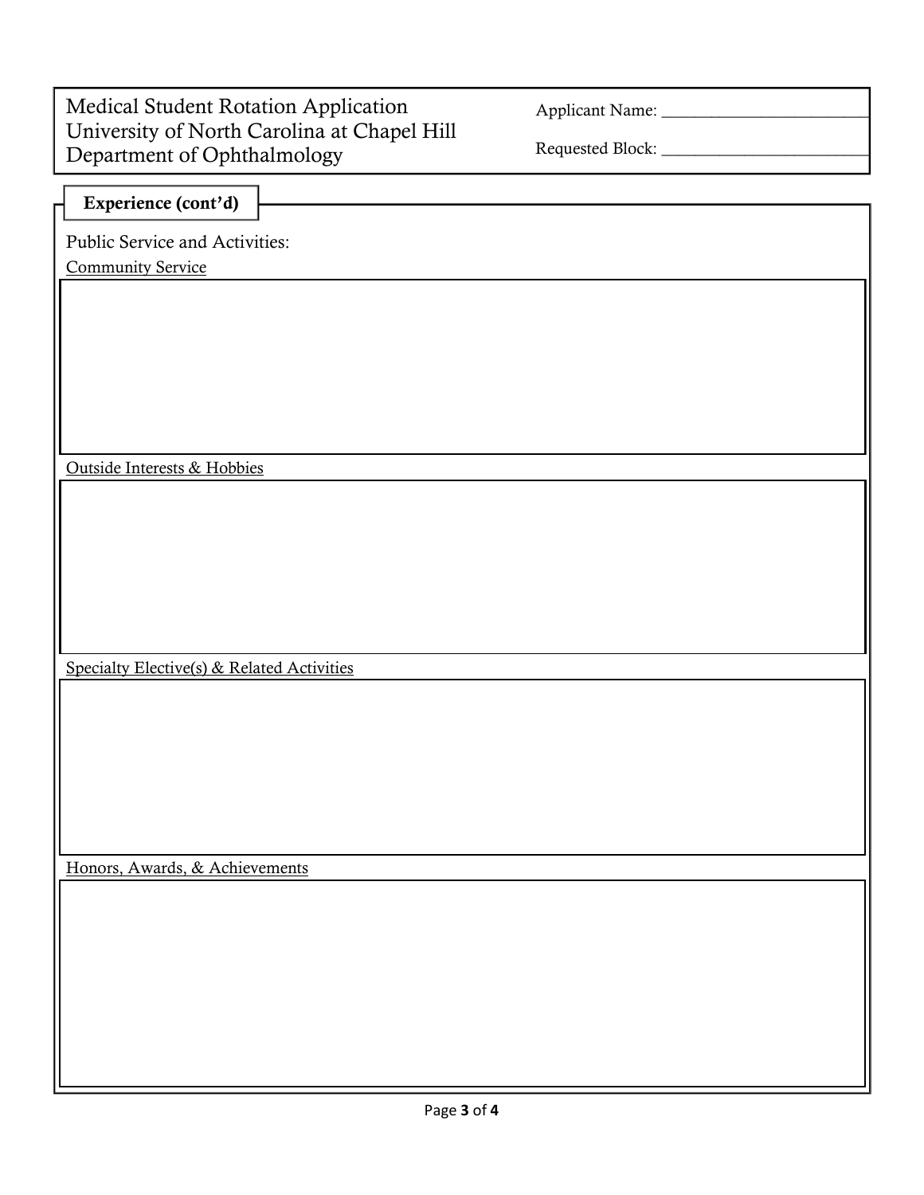Medical Student Rotation Application
University of North Carolina at Chapel Hill
Department of Ophthalmology

Applicant Name: ________________________

Requested Block: ________________________

## Experience (cont'd)

Public Service and Activities:

Community Service

Outside Interests & Hobbies

Specialty Elective(s) & Related Activities

Honors, Awards, & Achievements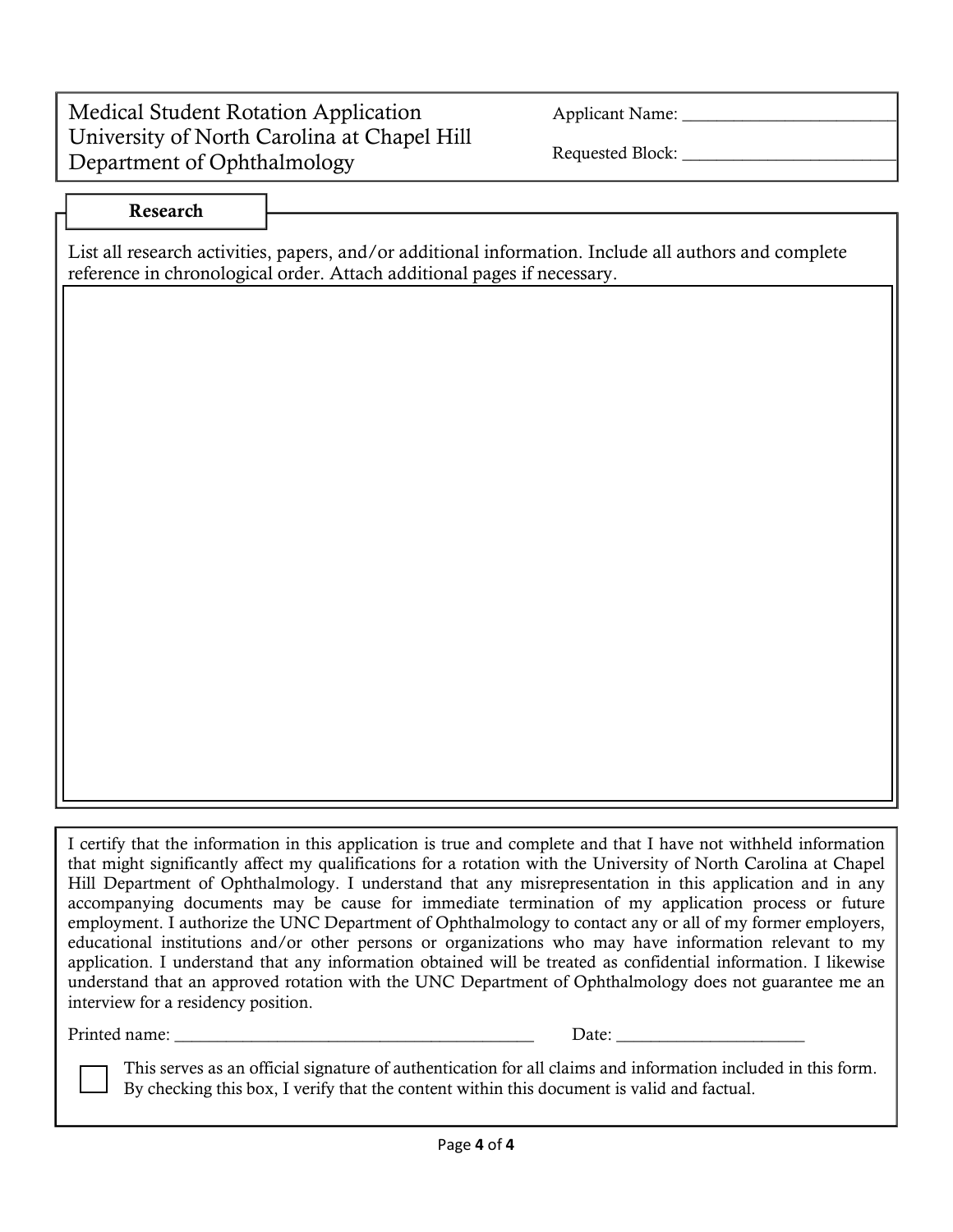Medical Student Rotation Application
University of North Carolina at Chapel Hill
Department of Ophthalmology

Applicant Name: ________________________

Requested Block: ________________________

## Research

List all research activities, papers, and/or additional information. Include all authors and complete reference in chronological order. Attach additional pages if necessary.

I certify that the information in this application is true and complete and that I have not withheld information that might significantly affect my qualifications for a rotation with the University of North Carolina at Chapel Hill Department of Ophthalmology. I understand that any misrepresentation in this application and in any accompanying documents may be cause for immediate termination of my application process or future employment. I authorize the UNC Department of Ophthalmology to contact any or all of my former employers, educational institutions and/or other persons or organizations who may have information relevant to my application. I understand that any information obtained will be treated as confidential information. I likewise understand that an approved rotation with the UNC Department of Ophthalmology does not guarantee me an interview for a residency position.

Printed name: ________________________________________ Date: ______________________

☐ This serves as an official signature of authentication for all claims and information included in this form. By checking this box, I verify that the content within this document is valid and factual.